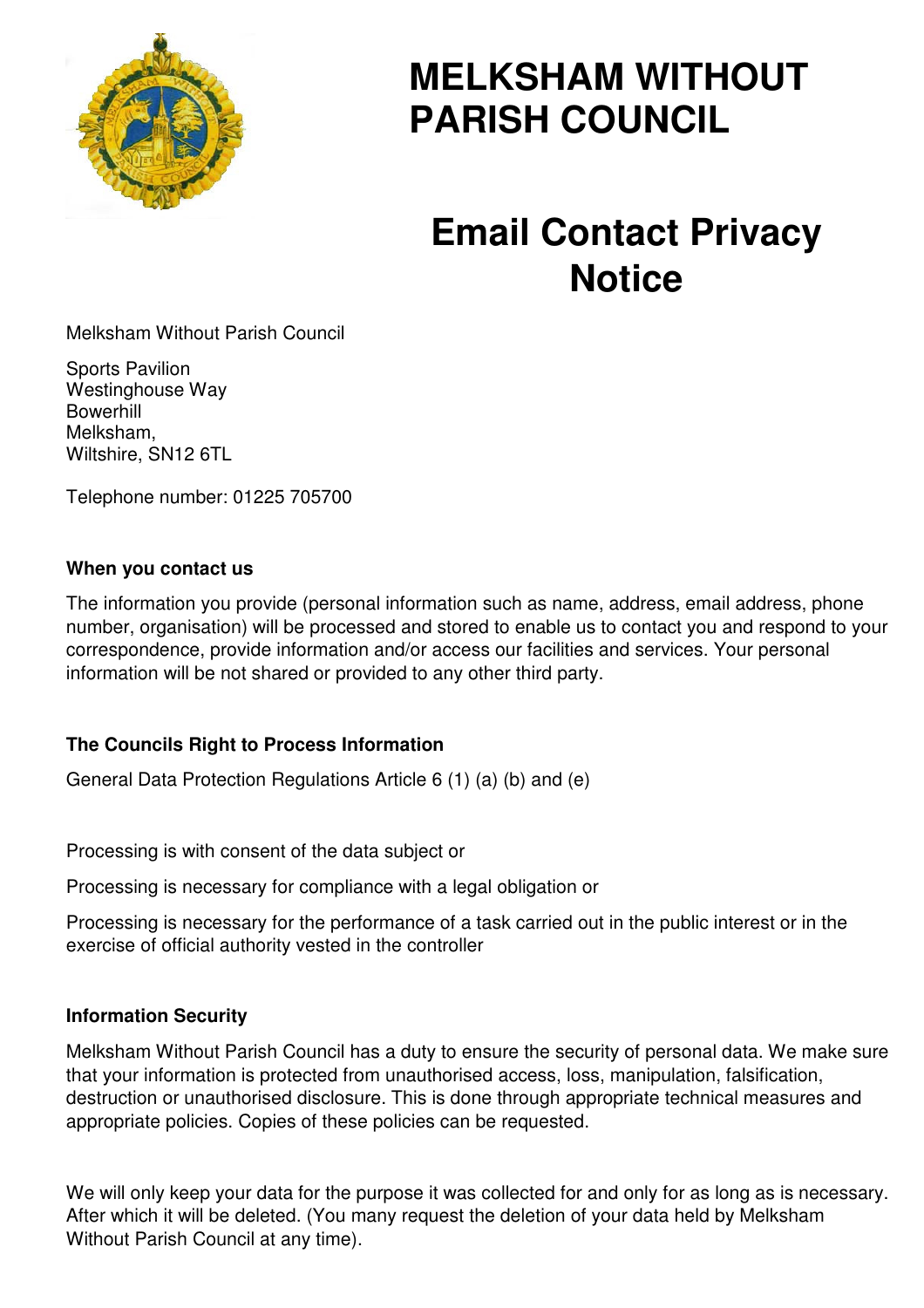# MELKSHAM WITHOUT PARISH COUNCIL

# Email Contact Privacy Notice

Melksham Without Parish Council

Sports Pavilion
Westinghouse Way
Bowerhill
Melksham,
Wiltshire, SN12 6TL

Telephone number: 01225 705700

**When you contact us**

The information you provide (personal information such as name, address, email address, phone number, organisation) will be processed and stored to enable us to contact you and respond to your correspondence, provide information and/or access our facilities and services. Your personal information will be not shared or provided to any other third party.

**The Councils Right to Process Information**

General Data Protection Regulations Article 6 (1) (a) (b) and (e)

Processing is with consent of the data subject or

Processing is necessary for compliance with a legal obligation or

Processing is necessary for the performance of a task carried out in the public interest or in the exercise of official authority vested in the controller

**Information Security**

Melksham Without Parish Council has a duty to ensure the security of personal data. We make sure that your information is protected from unauthorised access, loss, manipulation, falsification, destruction or unauthorised disclosure. This is done through appropriate technical measures and appropriate policies. Copies of these policies can be requested.

We will only keep your data for the purpose it was collected for and only for as long as is necessary. After which it will be deleted. (You many request the deletion of your data held by Melksham Without Parish Council at any time).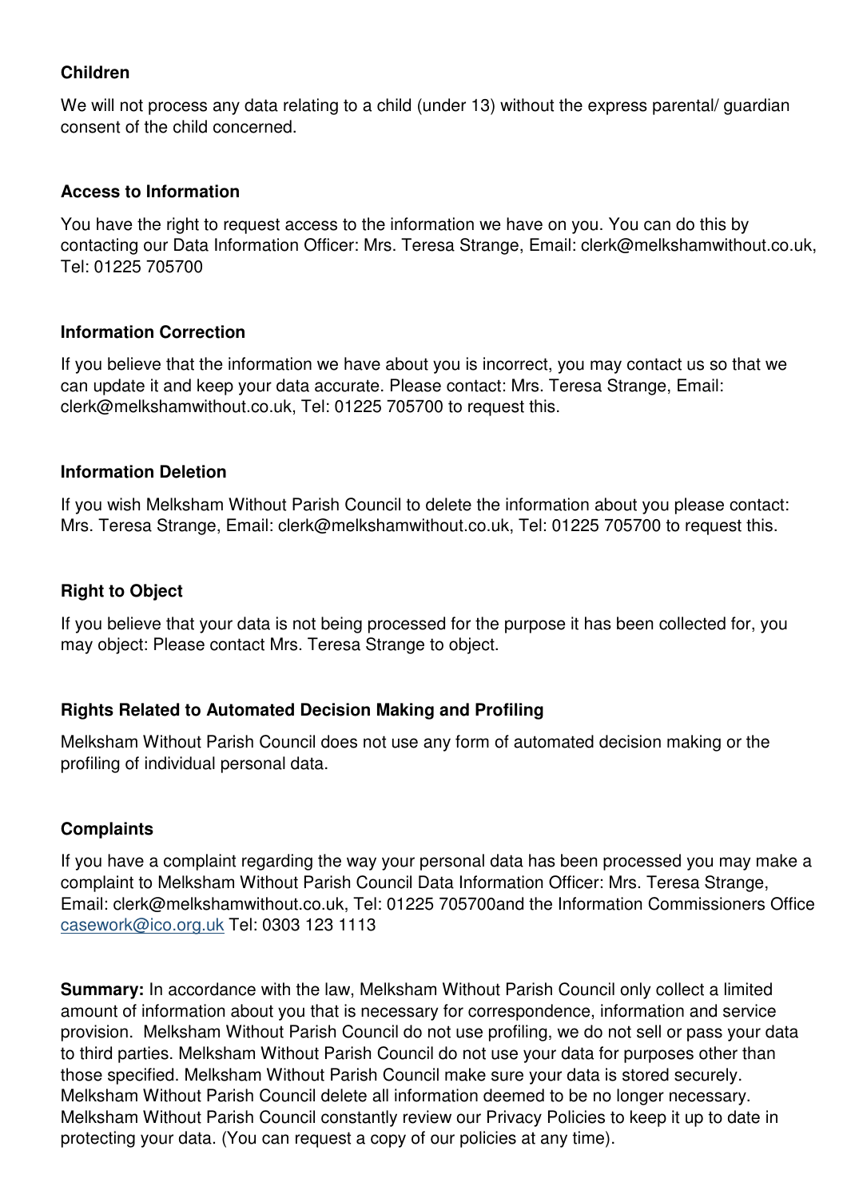### Children

We will not process any data relating to a child (under 13) without the express parental/ guardian consent of the child concerned.

### Access to Information

You have the right to request access to the information we have on you. You can do this by contacting our Data Information Officer: Mrs. Teresa Strange, Email: clerk@melkshamwithout.co.uk, Tel: 01225 705700

### Information Correction

If you believe that the information we have about you is incorrect, you may contact us so that we can update it and keep your data accurate. Please contact: Mrs. Teresa Strange, Email: clerk@melkshamwithout.co.uk, Tel: 01225 705700 to request this.

### Information Deletion

If you wish Melksham Without Parish Council to delete the information about you please contact: Mrs. Teresa Strange, Email: clerk@melkshamwithout.co.uk, Tel: 01225 705700 to request this.

### Right to Object

If you believe that your data is not being processed for the purpose it has been collected for, you may object: Please contact Mrs. Teresa Strange to object.

### Rights Related to Automated Decision Making and Profiling

Melksham Without Parish Council does not use any form of automated decision making or the profiling of individual personal data.

### Complaints

If you have a complaint regarding the way your personal data has been processed you may make a complaint to Melksham Without Parish Council Data Information Officer: Mrs. Teresa Strange, Email: clerk@melkshamwithout.co.uk, Tel: 01225 705700and the Information Commissioners Office casework@ico.org.uk Tel: 0303 123 1113

**Summary:** In accordance with the law, Melksham Without Parish Council only collect a limited amount of information about you that is necessary for correspondence, information and service provision. Melksham Without Parish Council do not use profiling, we do not sell or pass your data to third parties. Melksham Without Parish Council do not use your data for purposes other than those specified. Melksham Without Parish Council make sure your data is stored securely. Melksham Without Parish Council delete all information deemed to be no longer necessary. Melksham Without Parish Council constantly review our Privacy Policies to keep it up to date in protecting your data. (You can request a copy of our policies at any time).